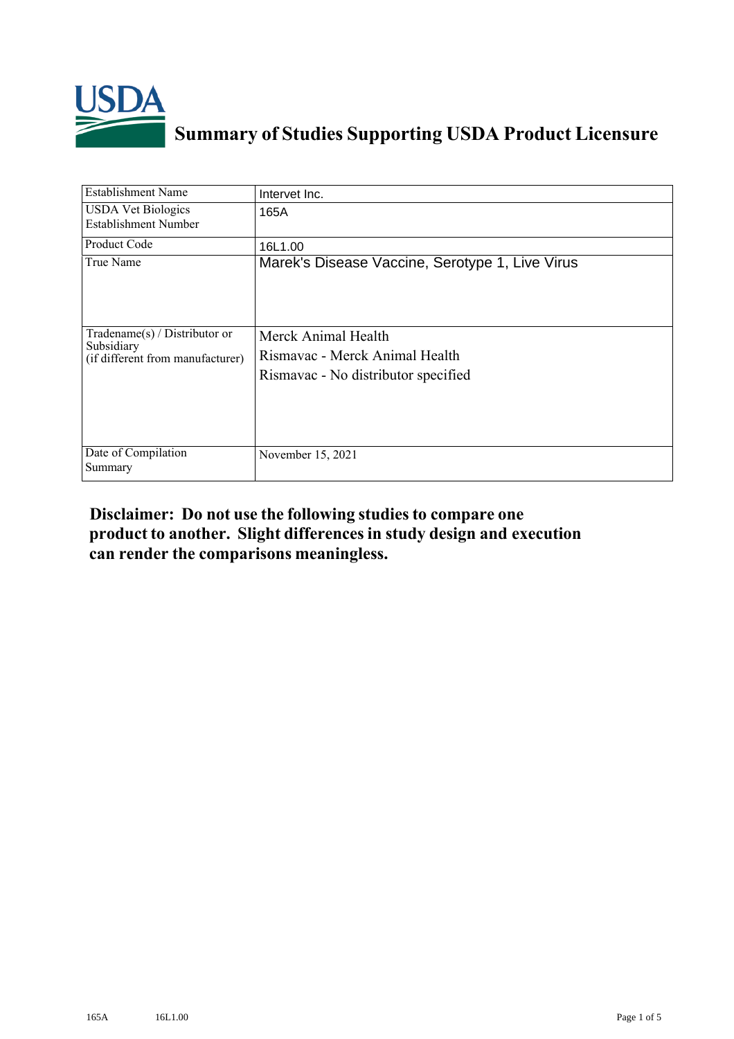# Summary of Studies Supporting USDA Product Licensure

| | |
|---|---|
| Establishment Name | Intervet Inc. |
| USDA Vet Biologics Establishment Number | 165A |
| Product Code | 16L1.00 |
| True Name | Marek's Disease Vaccine, Serotype 1, Live Virus |
| Tradename(s) / Distributor or Subsidiary (if different from manufacturer) | Merck Animal Health<br>Rismavac - Merck Animal Health<br>Rismavac - No distributor specified |
| Date of Compilation Summary | November 15, 2021 |

**Disclaimer: Do not use the following studies to compare one product to another. Slight differences in study design and execution can render the comparisons meaningless.**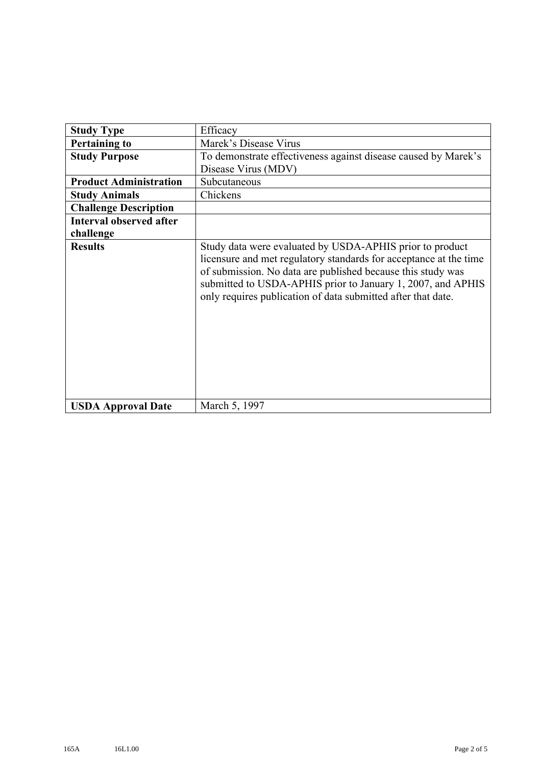| | |
|---|---|
| **Study Type** | Efficacy |
| **Pertaining to** | Marek's Disease Virus |
| **Study Purpose** | To demonstrate effectiveness against disease caused by Marek's Disease Virus (MDV) |
| **Product Administration** | Subcutaneous |
| **Study Animals** | Chickens |
| **Challenge Description** | |
| **Interval observed after challenge** | |
| **Results** | Study data were evaluated by USDA-APHIS prior to product licensure and met regulatory standards for acceptance at the time of submission. No data are published because this study was submitted to USDA-APHIS prior to January 1, 2007, and APHIS only requires publication of data submitted after that date. |
| **USDA Approval Date** | March 5, 1997 |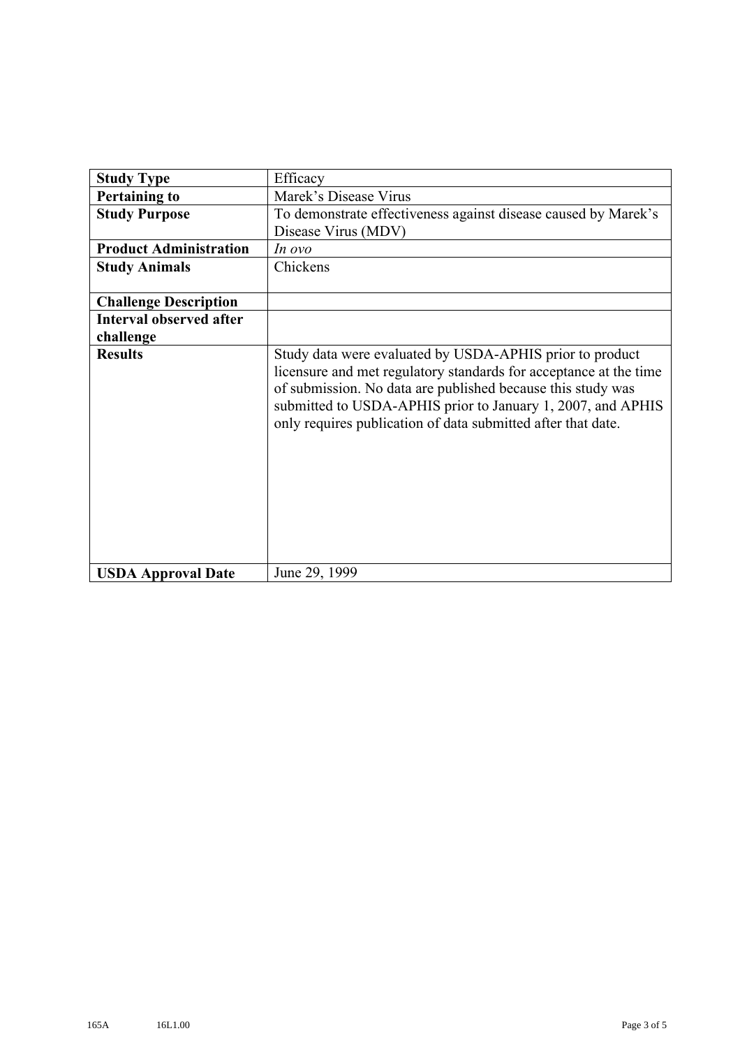| | |
|---|---|
| **Study Type** | Efficacy |
| **Pertaining to** | Marek's Disease Virus |
| **Study Purpose** | To demonstrate effectiveness against disease caused by Marek's Disease Virus (MDV) |
| **Product Administration** | *In ovo* |
| **Study Animals** | Chickens |
| **Challenge Description** | |
| **Interval observed after challenge** | |
| **Results** | Study data were evaluated by USDA-APHIS prior to product licensure and met regulatory standards for acceptance at the time of submission. No data are published because this study was submitted to USDA-APHIS prior to January 1, 2007, and APHIS only requires publication of data submitted after that date. |
| **USDA Approval Date** | June 29, 1999 |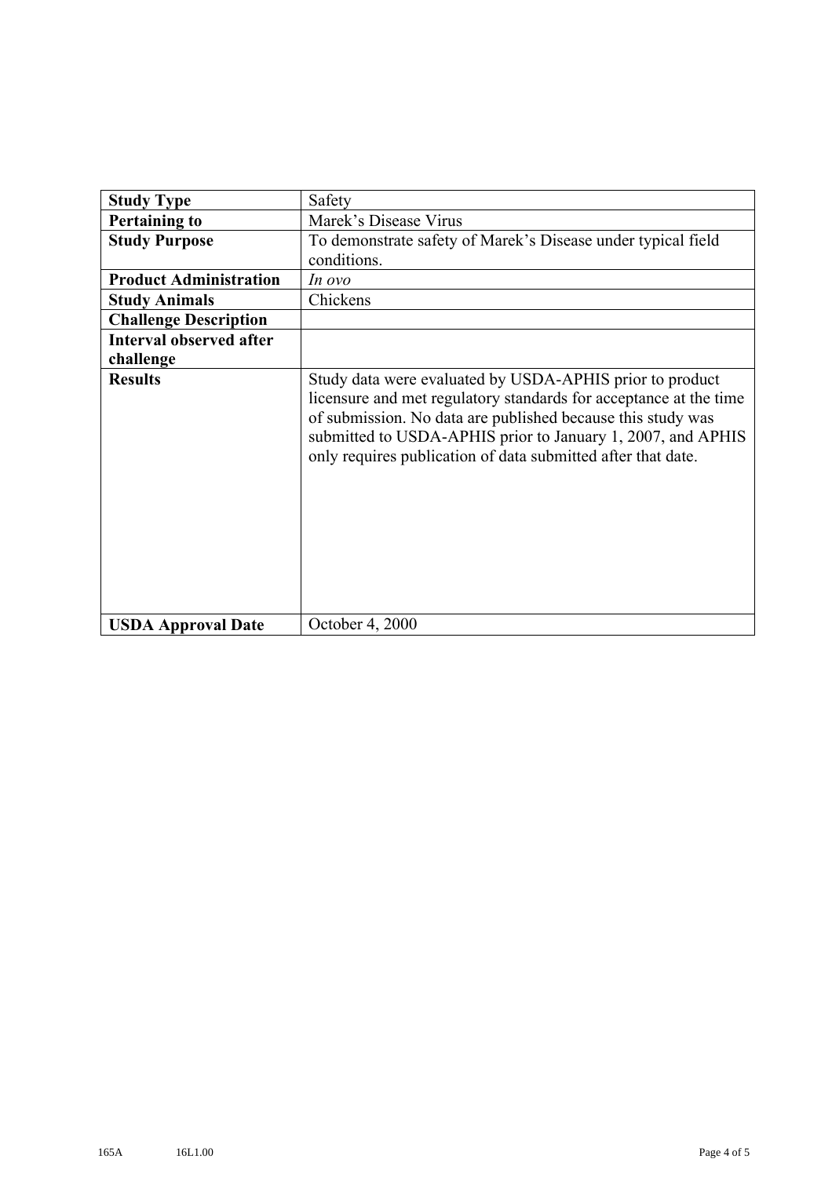| Study Type | Safety |
|---|---|
| **Pertaining to** | Marek's Disease Virus |
| **Study Purpose** | To demonstrate safety of Marek's Disease under typical field conditions. |
| **Product Administration** | *In ovo* |
| **Study Animals** | Chickens |
| **Challenge Description** | |
| **Interval observed after challenge** | |
| **Results** | Study data were evaluated by USDA-APHIS prior to product licensure and met regulatory standards for acceptance at the time of submission. No data are published because this study was submitted to USDA-APHIS prior to January 1, 2007, and APHIS only requires publication of data submitted after that date. |
| **USDA Approval Date** | October 4, 2000 |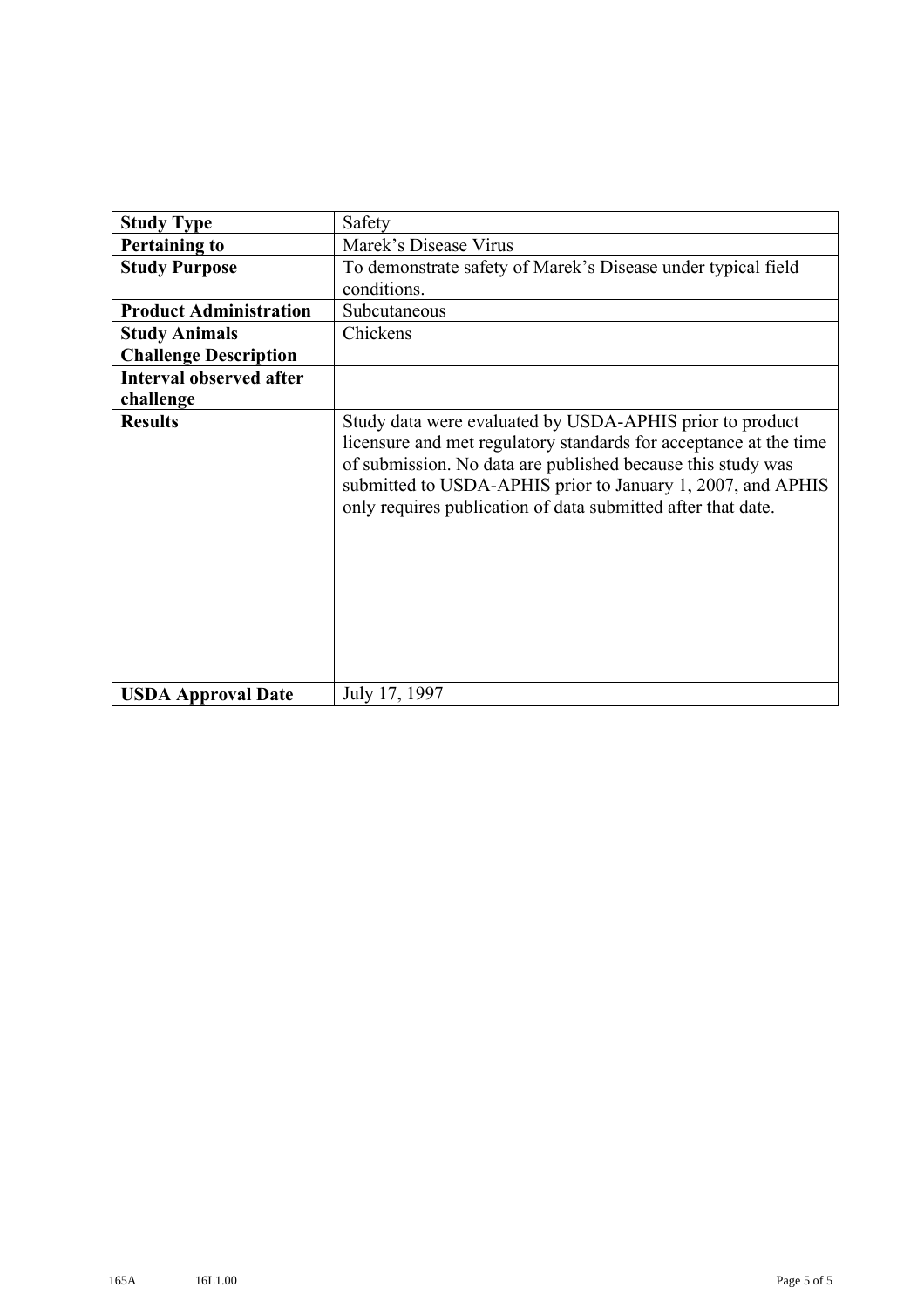| | |
|---|---|
| **Study Type** | Safety |
| **Pertaining to** | Marek's Disease Virus |
| **Study Purpose** | To demonstrate safety of Marek's Disease under typical field conditions. |
| **Product Administration** | Subcutaneous |
| **Study Animals** | Chickens |
| **Challenge Description** | |
| **Interval observed after challenge** | |
| **Results** | Study data were evaluated by USDA-APHIS prior to product licensure and met regulatory standards for acceptance at the time of submission. No data are published because this study was submitted to USDA-APHIS prior to January 1, 2007, and APHIS only requires publication of data submitted after that date. |
| **USDA Approval Date** | July 17, 1997 |